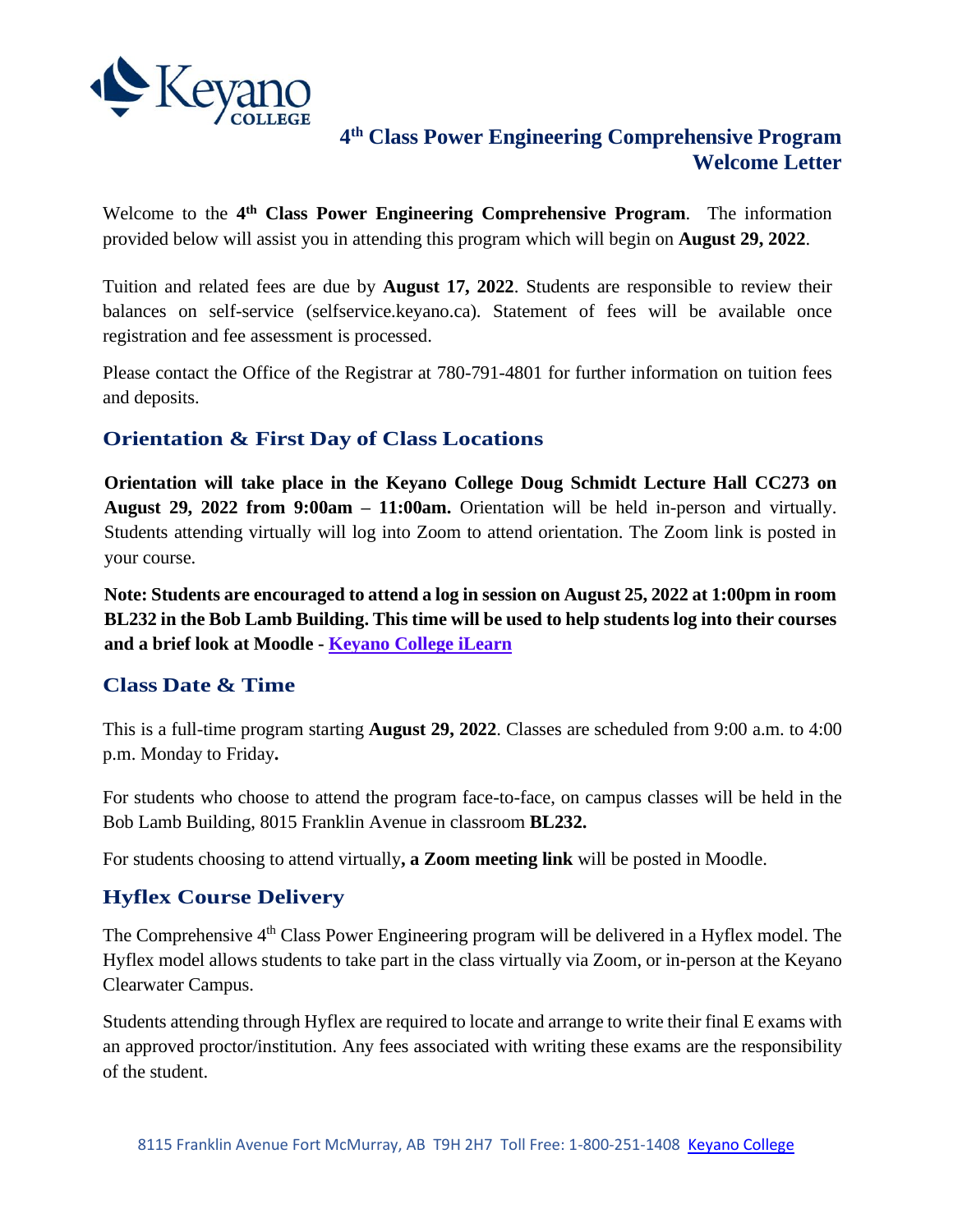# 4th Class Power Engineering Comprehensive Program Welcome Letter

Welcome to the **4th Class Power Engineering Comprehensive Program**. The information provided below will assist you in attending this program which will begin on **August 29, 2022**.

Tuition and related fees are due by **August 17, 2022**. Students are responsible to review their balances on self-service (selfservice.keyano.ca). Statement of fees will be available once registration and fee assessment is processed.

Please contact the Office of the Registrar at 780-791-4801 for further information on tuition fees and deposits.

## Orientation & First Day of Class Locations

**Orientation will take place in the Keyano College Doug Schmidt Lecture Hall CC273 on August 29, 2022 from 9:00am – 11:00am.** Orientation will be held in-person and virtually. Students attending virtually will log into Zoom to attend orientation. The Zoom link is posted in your course.

**Note: Students are encouraged to attend a log in session on August 25, 2022 at 1:00pm in room BL232 in the Bob Lamb Building. This time will be used to help students log into their courses and a brief look at Moodle - Keyano College iLearn**

## Class Date & Time

This is a full-time program starting **August 29, 2022**. Classes are scheduled from 9:00 a.m. to 4:00 p.m. Monday to Friday**.**

For students who choose to attend the program face-to-face, on campus classes will be held in the Bob Lamb Building, 8015 Franklin Avenue in classroom **BL232.**

For students choosing to attend virtually**, a Zoom meeting link** will be posted in Moodle.

## Hyflex Course Delivery

The Comprehensive 4th Class Power Engineering program will be delivered in a Hyflex model. The Hyflex model allows students to take part in the class virtually via Zoom, or in-person at the Keyano Clearwater Campus.

Students attending through Hyflex are required to locate and arrange to write their final E exams with an approved proctor/institution. Any fees associated with writing these exams are the responsibility of the student.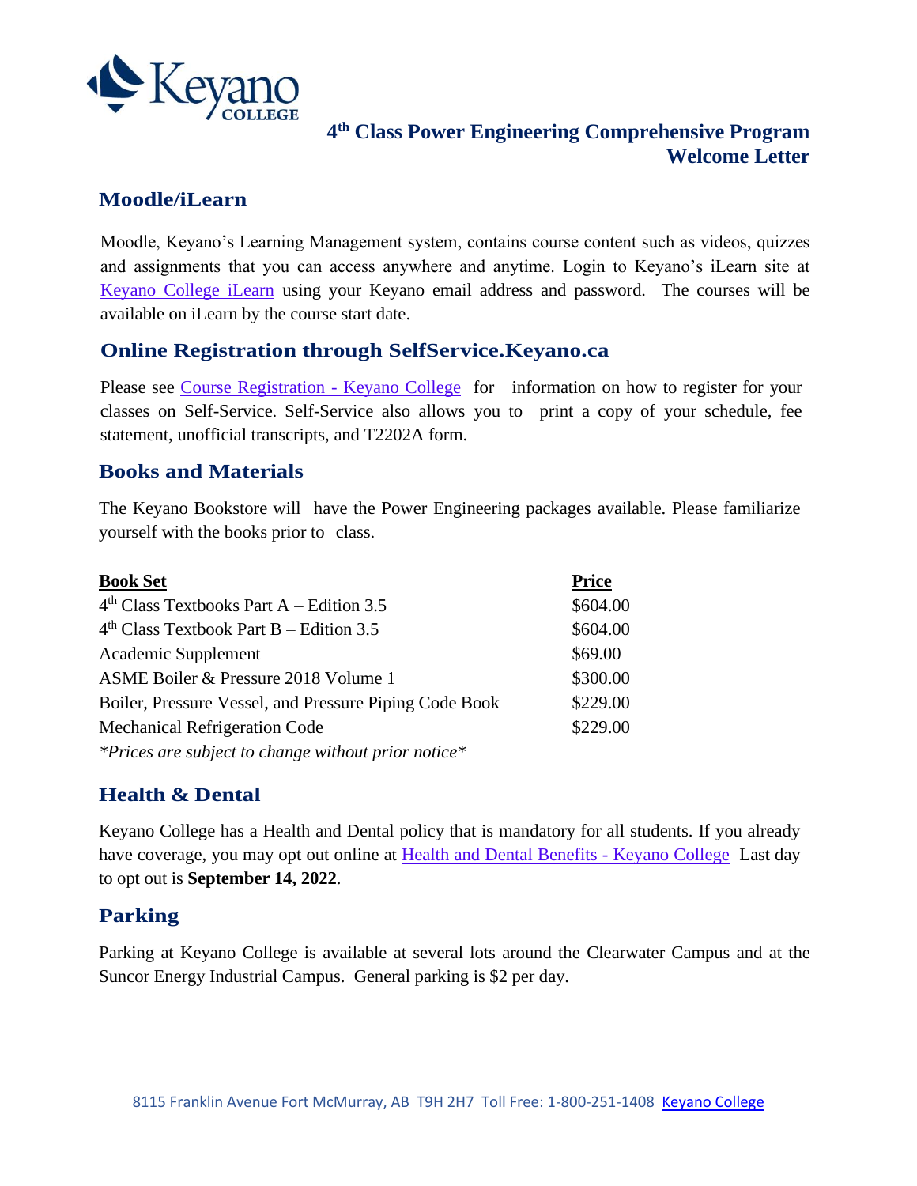# 4th Class Power Engineering Comprehensive Program Welcome Letter

## Moodle/iLearn

Moodle, Keyano's Learning Management system, contains course content such as videos, quizzes and assignments that you can access anywhere and anytime. Login to Keyano's iLearn site at [Keyano College iLearn] using your Keyano email address and password. The courses will be available on iLearn by the course start date.

## Online Registration through SelfService.Keyano.ca

Please see [Course Registration - Keyano College] for information on how to register for your classes on Self-Service. Self-Service also allows you to print a copy of your schedule, fee statement, unofficial transcripts, and T2202A form.

## Books and Materials

The Keyano Bookstore will have the Power Engineering packages available. Please familiarize yourself with the books prior to class.

| **Book Set** | **Price** |
|---|---|
| 4th Class Textbooks Part A – Edition 3.5 | $604.00 |
| 4th Class Textbook Part B – Edition 3.5 | $604.00 |
| Academic Supplement | $69.00 |
| ASME Boiler & Pressure 2018 Volume 1 | $300.00 |
| Boiler, Pressure Vessel, and Pressure Piping Code Book | $229.00 |
| Mechanical Refrigeration Code | $229.00 |

*\*Prices are subject to change without prior notice\**

## Health & Dental

Keyano College has a Health and Dental policy that is mandatory for all students. If you already have coverage, you may opt out online at [Health and Dental Benefits - Keyano College] Last day to opt out is **September 14, 2022**.

## Parking

Parking at Keyano College is available at several lots around the Clearwater Campus and at the Suncor Energy Industrial Campus. General parking is $2 per day.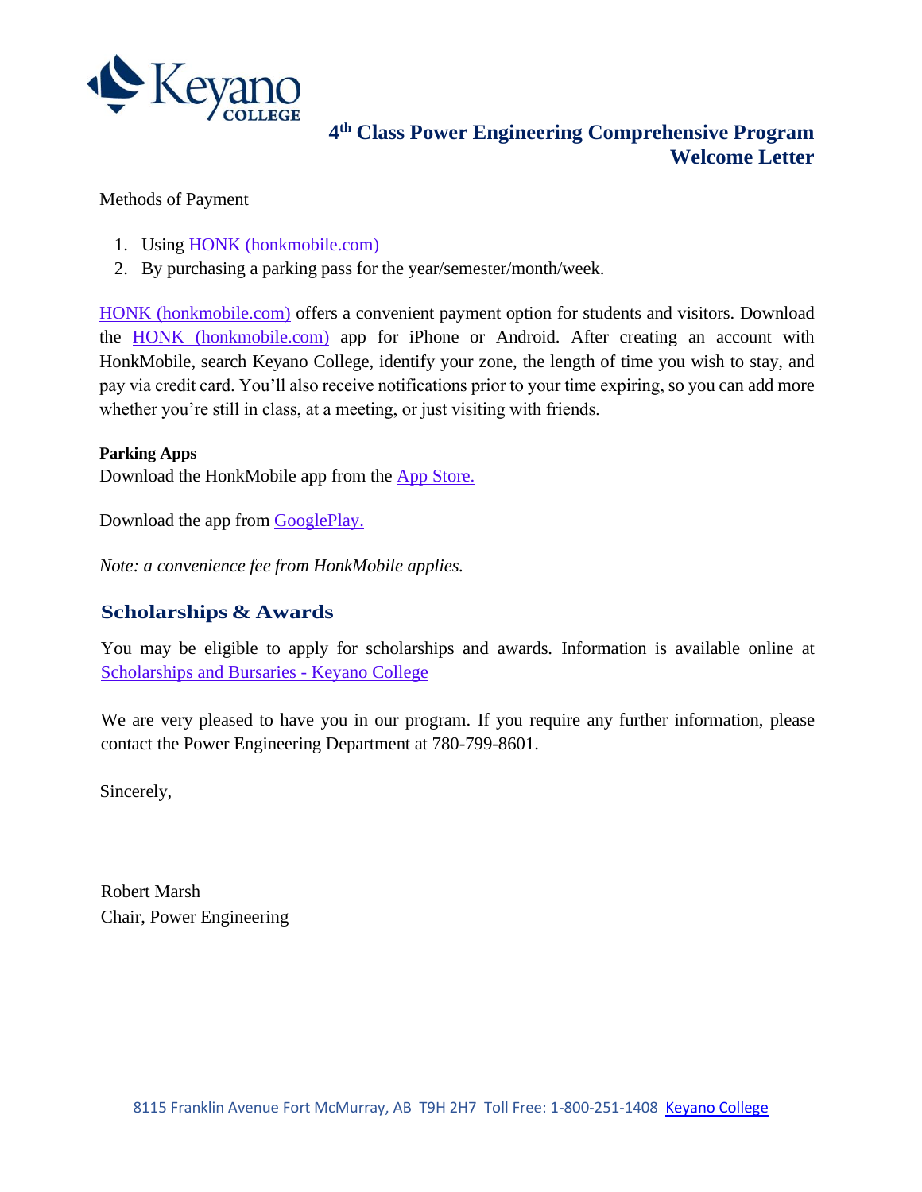Methods of Payment

1. Using HONK (honkmobile.com)
2. By purchasing a parking pass for the year/semester/month/week.

HONK (honkmobile.com) offers a convenient payment option for students and visitors. Download the HONK (honkmobile.com) app for iPhone or Android. After creating an account with HonkMobile, search Keyano College, identify your zone, the length of time you wish to stay, and pay via credit card. You'll also receive notifications prior to your time expiring, so you can add more whether you're still in class, at a meeting, or just visiting with friends.

**Parking Apps**

Download the HonkMobile app from the App Store.

Download the app from GooglePlay.

*Note: a convenience fee from HonkMobile applies.*

## Scholarships & Awards

You may be eligible to apply for scholarships and awards. Information is available online at Scholarships and Bursaries - Keyano College

We are very pleased to have you in our program. If you require any further information, please contact the Power Engineering Department at 780-799-8601.

Sincerely,

Robert Marsh
Chair, Power Engineering